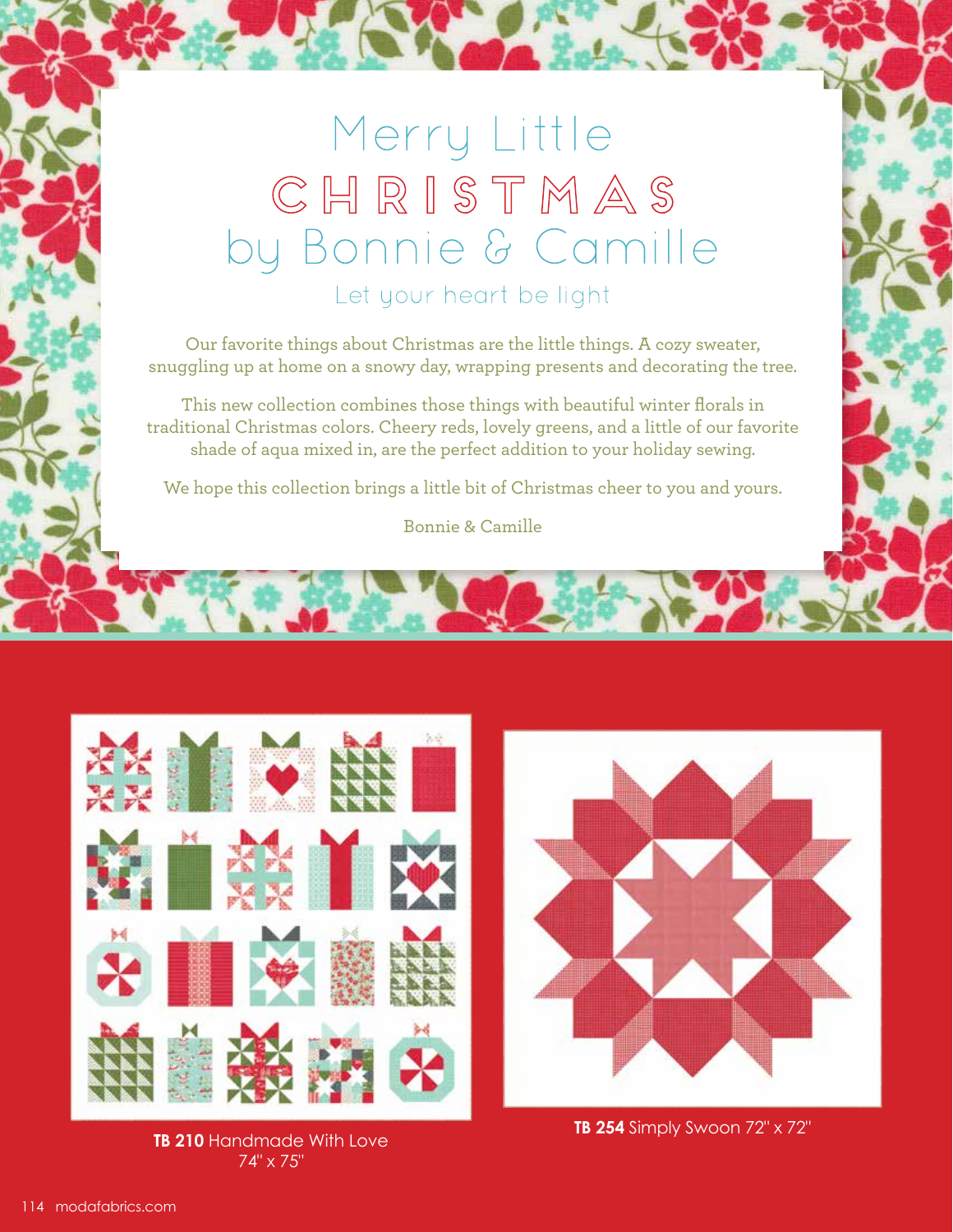# Merry Little CHRISTMAS by Bonnie & Camille

## Let your heart be light

Our favorite things about Christmas are the little things. A cozy sweater, snuggling up at home on a snowy day, wrapping presents and decorating the tree.

This new collection combines those things with beautiful winter florals in traditional Christmas colors. Cheery reds, lovely greens, and a little of our favorite shade of aqua mixed in, are the perfect addition to your holiday sewing.

We hope this collection brings a little bit of Christmas cheer to you and yours.

Bonnie & Camille

**TB 210** Handmade With Love 74" x 75"

**TB 254** Simply Swoon 72" x 72"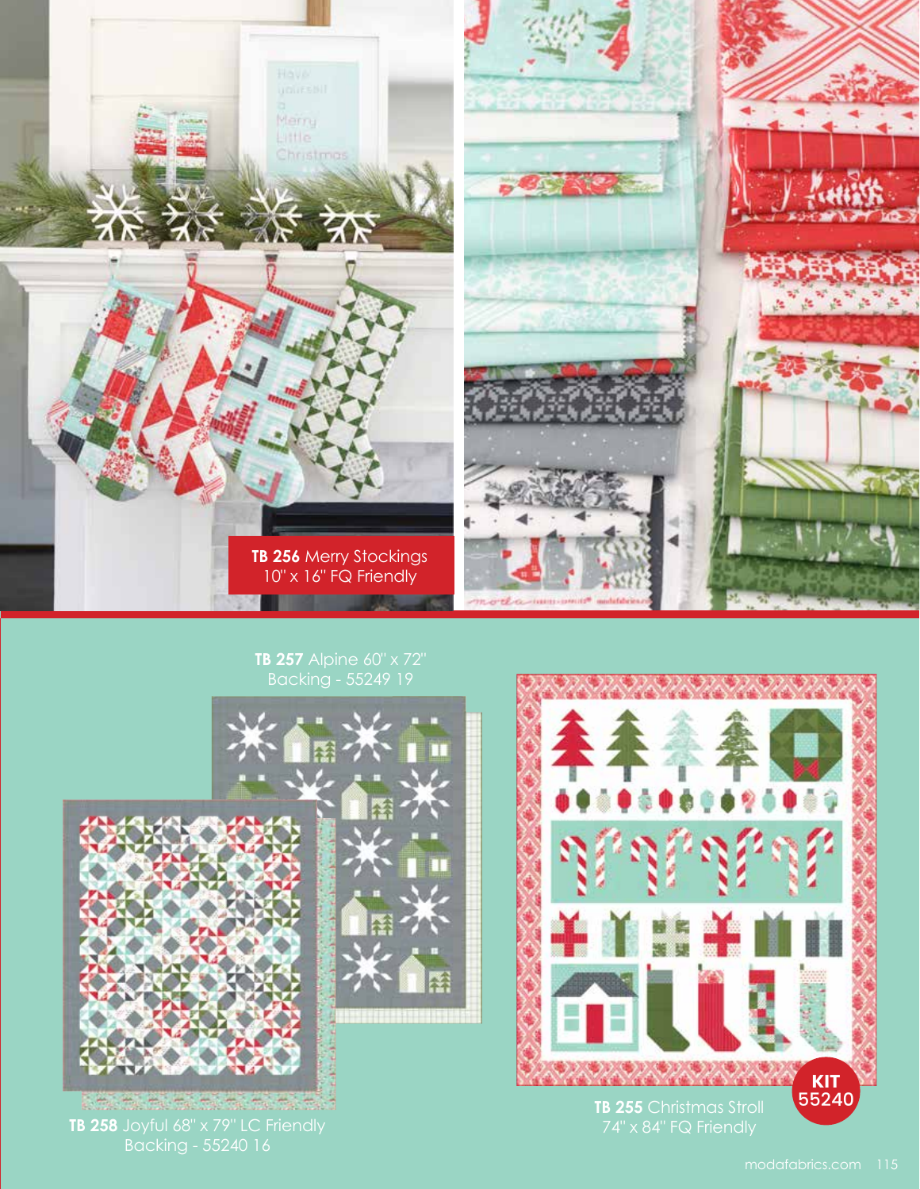**TB 256** Merry Stockings
10" x 16" FQ Friendly

**TB 257** Alpine 60" x 72"
Backing - 55249 19

**TB 258** Joyful 68" x 79" LC Friendly
Backing - 55240 16

**KIT** 55240

**TB 255** Christmas Stroll
74" x 84" FQ Friendly

modafabrics.com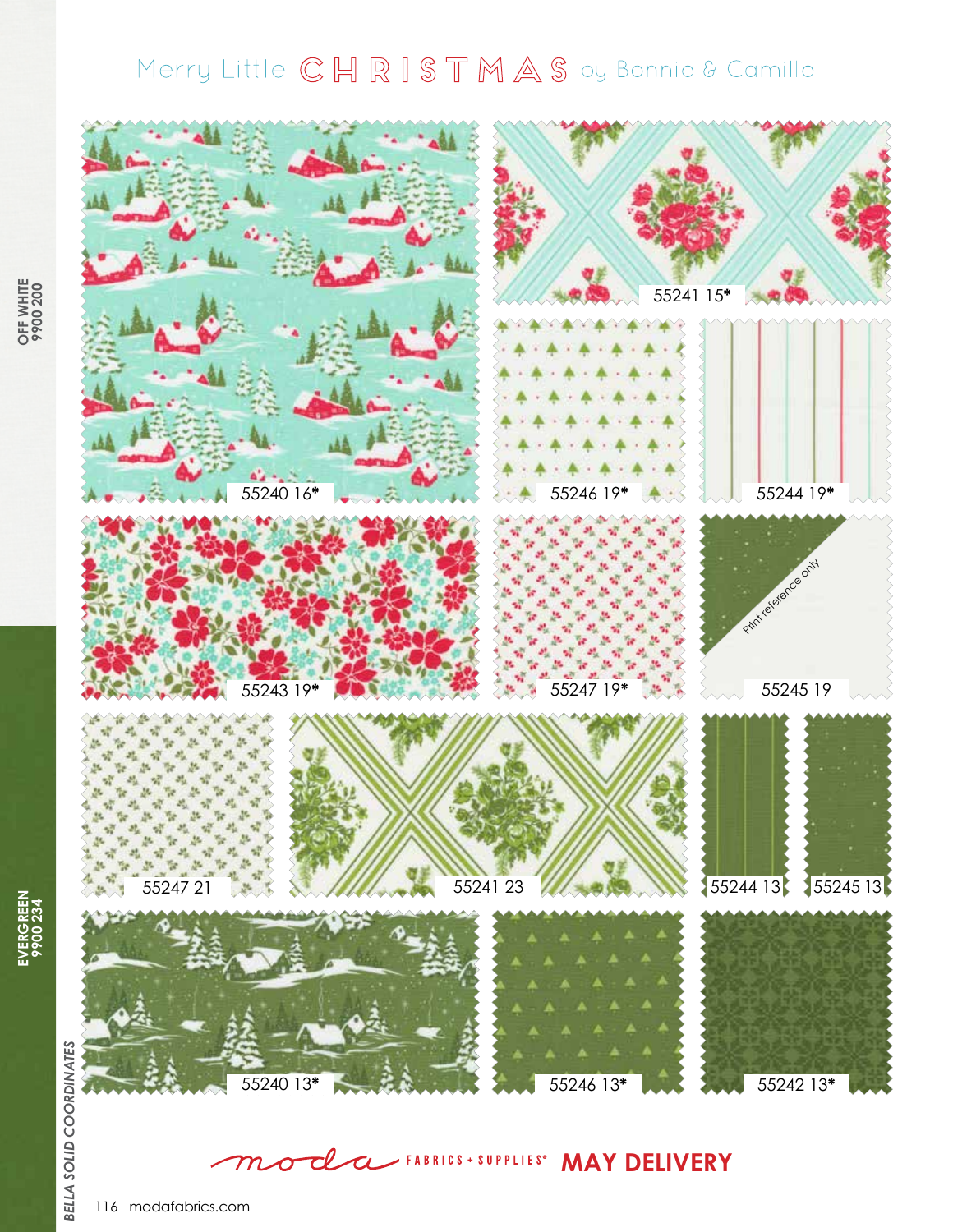# Merry Little CHRISTMAS by Bonnie & Camille

55240 16*

55241 15*

55246 19*

55244 19*

55243 19*

55247 19*

Print reference only

55245 19

55247 21

55241 23

55244 13

55245 13

55240 13*

55246 13*

55242 13*

OFF WHITE
9900 200

EVERGREEN
9900 234

BELLA SOLID COORDINATES

moda FABRICS + SUPPLIES® **MAY DELIVERY**

modafabrics.com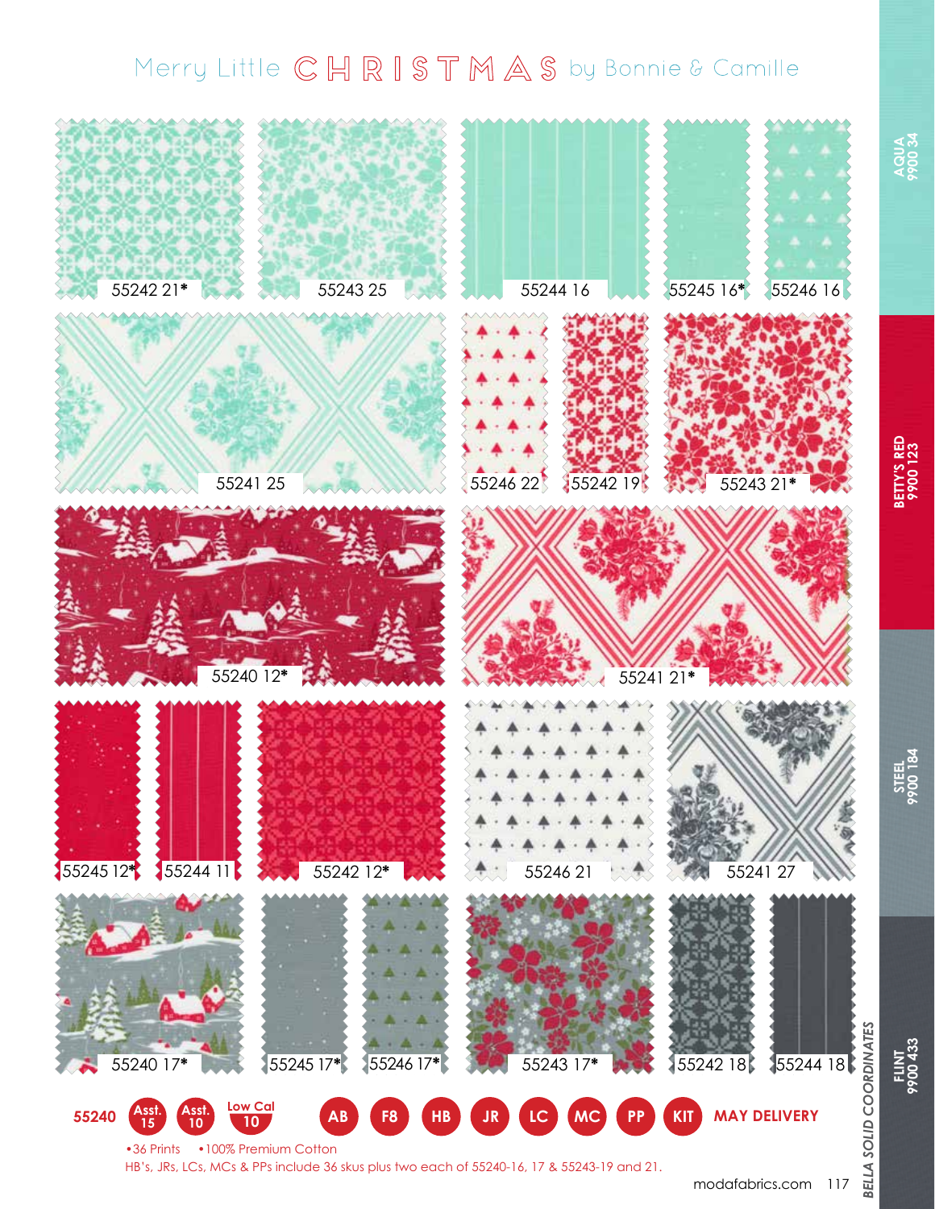# Merry Little CHRISTMAS by Bonnie & Camille

55242 21*

55243 25

55244 16

55245 16*

55246 16

55241 25

55246 22

55242 19

55243 21*

55240 12*

55241 21*

55245 12*

55244 11

55242 12*

55246 21

55241 27

55240 17*

55245 17*

55246 17*

55243 17*

55242 18

55244 18

**55240** Asst. 15 Asst. 10 Low Cal 10 AB F8 HB JR LC MC PP KIT **MAY DELIVERY**

•36 Prints •100% Premium Cotton

HB's, JRs, LCs, MCs & PPs include 36 skus plus two each of 55240-16, 17 & 55243-19 and 21.

modafabrics.com

AQUA 9900 34

BETTY'S RED 9900 123

STEEL 9900 184

FLINT 9900 433

*BELLA SOLID COORDINATES*